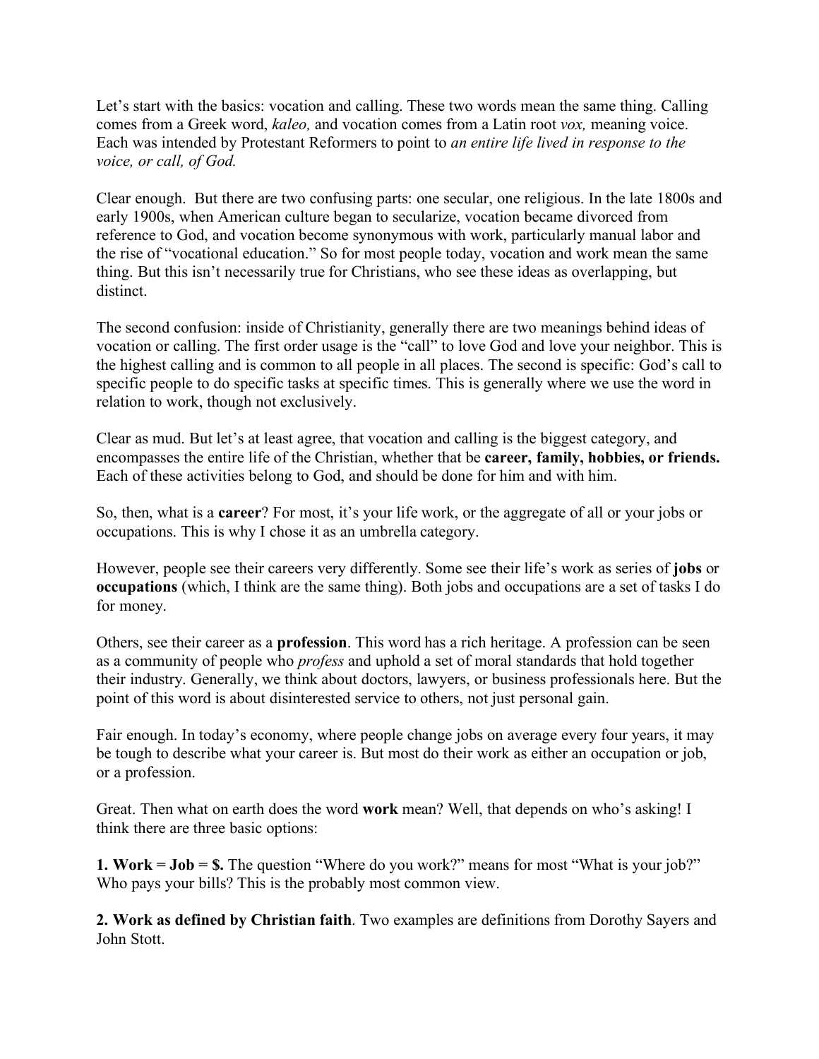Let's start with the basics: vocation and calling. These two words mean the same thing. Calling comes from a Greek word, *kaleo,* and vocation comes from a Latin root *vox,* meaning voice. Each was intended by Protestant Reformers to point to *an entire life lived in response to the voice, or call, of God.*

Clear enough. But there are two confusing parts: one secular, one religious. In the late 1800s and early 1900s, when American culture began to secularize, vocation became divorced from reference to God, and vocation become synonymous with work, particularly manual labor and the rise of "vocational education." So for most people today, vocation and work mean the same thing. But this isn't necessarily true for Christians, who see these ideas as overlapping, but distinct.

The second confusion: inside of Christianity, generally there are two meanings behind ideas of vocation or calling. The first order usage is the "call" to love God and love your neighbor. This is the highest calling and is common to all people in all places. The second is specific: God's call to specific people to do specific tasks at specific times. This is generally where we use the word in relation to work, though not exclusively.

Clear as mud. But let's at least agree, that vocation and calling is the biggest category, and encompasses the entire life of the Christian, whether that be **career, family, hobbies, or friends.** Each of these activities belong to God, and should be done for him and with him.

So, then, what is a **career**? For most, it's your life work, or the aggregate of all or your jobs or occupations. This is why I chose it as an umbrella category.

However, people see their careers very differently. Some see their life's work as series of **jobs** or **occupations** (which, I think are the same thing). Both jobs and occupations are a set of tasks I do for money.

Others, see their career as a **profession**. This word has a rich heritage. A profession can be seen as a community of people who *profess* and uphold a set of moral standards that hold together their industry. Generally, we think about doctors, lawyers, or business professionals here. But the point of this word is about disinterested service to others, not just personal gain.

Fair enough. In today's economy, where people change jobs on average every four years, it may be tough to describe what your career is. But most do their work as either an occupation or job, or a profession.

Great. Then what on earth does the word **work** mean? Well, that depends on who's asking! I think there are three basic options:

**1. Work = Job = $.** The question "Where do you work?" means for most "What is your job?" Who pays your bills? This is the probably most common view.

**2. Work as defined by Christian faith**. Two examples are definitions from Dorothy Sayers and John Stott.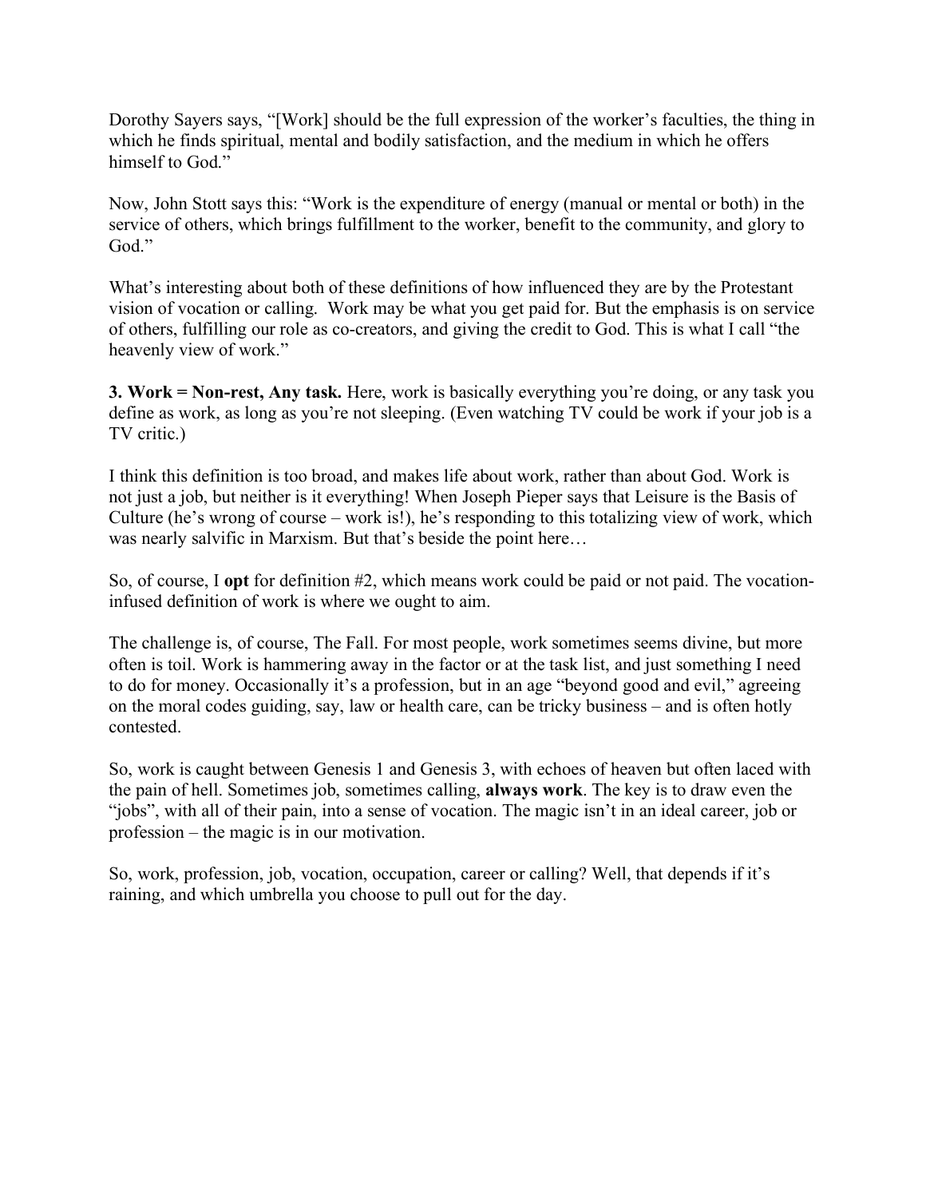Dorothy Sayers says, "[Work] should be the full expression of the worker's faculties, the thing in which he finds spiritual, mental and bodily satisfaction, and the medium in which he offers himself to God."

Now, John Stott says this: "Work is the expenditure of energy (manual or mental or both) in the service of others, which brings fulfillment to the worker, benefit to the community, and glory to God."

What's interesting about both of these definitions of how influenced they are by the Protestant vision of vocation or calling. Work may be what you get paid for. But the emphasis is on service of others, fulfilling our role as co-creators, and giving the credit to God. This is what I call "the heavenly view of work."

**3. Work = Non-rest, Any task.** Here, work is basically everything you're doing, or any task you define as work, as long as you're not sleeping. (Even watching TV could be work if your job is a TV critic.)

I think this definition is too broad, and makes life about work, rather than about God. Work is not just a job, but neither is it everything! When Joseph Pieper says that Leisure is the Basis of Culture (he's wrong of course – work is!), he's responding to this totalizing view of work, which was nearly salvific in Marxism. But that's beside the point here…

So, of course, I **opt** for definition #2, which means work could be paid or not paid. The vocation-infused definition of work is where we ought to aim.

The challenge is, of course, The Fall. For most people, work sometimes seems divine, but more often is toil. Work is hammering away in the factor or at the task list, and just something I need to do for money. Occasionally it's a profession, but in an age "beyond good and evil," agreeing on the moral codes guiding, say, law or health care, can be tricky business – and is often hotly contested.

So, work is caught between Genesis 1 and Genesis 3, with echoes of heaven but often laced with the pain of hell. Sometimes job, sometimes calling, **always work**. The key is to draw even the "jobs", with all of their pain, into a sense of vocation. The magic isn't in an ideal career, job or profession – the magic is in our motivation.

So, work, profession, job, vocation, occupation, career or calling? Well, that depends if it's raining, and which umbrella you choose to pull out for the day.